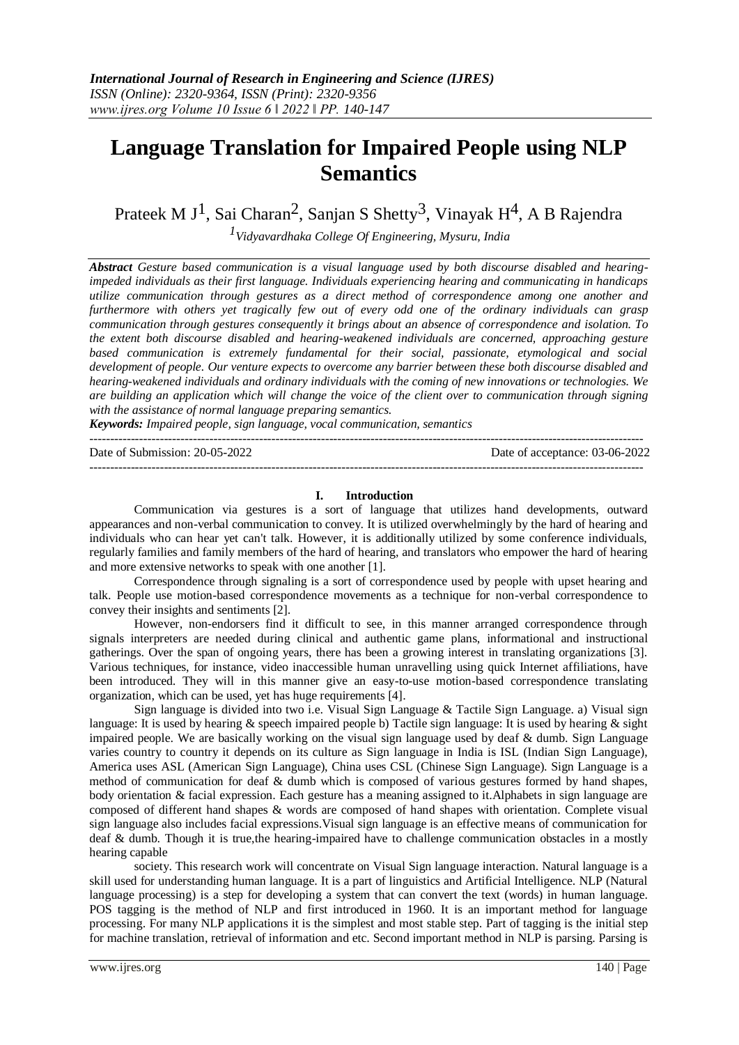*International Journal of Research in Engineering and Science (IJRES)*
*ISSN (Online): 2320-9364, ISSN (Print): 2320-9356*
*www.ijres.org Volume 10 Issue 6 ǁ 2022 ǁ PP. 140-147*

# Language Translation for Impaired People using NLP Semantics

Prateek M J[1], Sai Charan[2], Sanjan S Shetty[3], Vinayak H[4], A B Rajendra

[1]*Vidyavardhaka College Of Engineering, Mysuru, India*

***Abstract*** *Gesture based communication is a visual language used by both discourse disabled and hearing-impeded individuals as their first language. Individuals experiencing hearing and communicating in handicaps utilize communication through gestures as a direct method of correspondence among one another and furthermore with others yet tragically few out of every odd one of the ordinary individuals can grasp communication through gestures consequently it brings about an absence of correspondence and isolation. To the extent both discourse disabled and hearing-weakened individuals are concerned, approaching gesture based communication is extremely fundamental for their social, passionate, etymological and social development of people. Our venture expects to overcome any barrier between these both discourse disabled and hearing-weakened individuals and ordinary individuals with the coming of new innovations or technologies. We are building an application which will change the voice of the client over to communication through signing with the assistance of normal language preparing semantics.*

***Keywords:*** *Impaired people, sign language, vocal communication, semantics*

---

Date of Submission: 20-05-2022 | Date of acceptance: 03-06-2022

---

## I. Introduction

Communication via gestures is a sort of language that utilizes hand developments, outward appearances and non-verbal communication to convey. It is utilized overwhelmingly by the hard of hearing and individuals who can hear yet can't talk. However, it is additionally utilized by some conference individuals, regularly families and family members of the hard of hearing, and translators who empower the hard of hearing and more extensive networks to speak with one another [1].

Correspondence through signaling is a sort of correspondence used by people with upset hearing and talk. People use motion-based correspondence movements as a technique for non-verbal correspondence to convey their insights and sentiments [2].

However, non-endorsers find it difficult to see, in this manner arranged correspondence through signals interpreters are needed during clinical and authentic game plans, informational and instructional gatherings. Over the span of ongoing years, there has been a growing interest in translating organizations [3]. Various techniques, for instance, video inaccessible human unravelling using quick Internet affiliations, have been introduced. They will in this manner give an easy-to-use motion-based correspondence translating organization, which can be used, yet has huge requirements [4].

Sign language is divided into two i.e. Visual Sign Language & Tactile Sign Language. a) Visual sign language: It is used by hearing & speech impaired people b) Tactile sign language: It is used by hearing & sight impaired people. We are basically working on the visual sign language used by deaf & dumb. Sign Language varies country to country it depends on its culture as Sign language in India is ISL (Indian Sign Language), America uses ASL (American Sign Language), China uses CSL (Chinese Sign Language). Sign Language is a method of communication for deaf & dumb which is composed of various gestures formed by hand shapes, body orientation & facial expression. Each gesture has a meaning assigned to it.Alphabets in sign language are composed of different hand shapes & words are composed of hand shapes with orientation. Complete visual sign language also includes facial expressions.Visual sign language is an effective means of communication for deaf & dumb. Though it is true,the hearing-impaired have to challenge communication obstacles in a mostly hearing capable

society. This research work will concentrate on Visual Sign language interaction. Natural language is a skill used for understanding human language. It is a part of linguistics and Artificial Intelligence. NLP (Natural language processing) is a step for developing a system that can convert the text (words) in human language. POS tagging is the method of NLP and first introduced in 1960. It is an important method for language processing. For many NLP applications it is the simplest and most stable step. Part of tagging is the initial step for machine translation, retrieval of information and etc. Second important method in NLP is parsing. Parsing is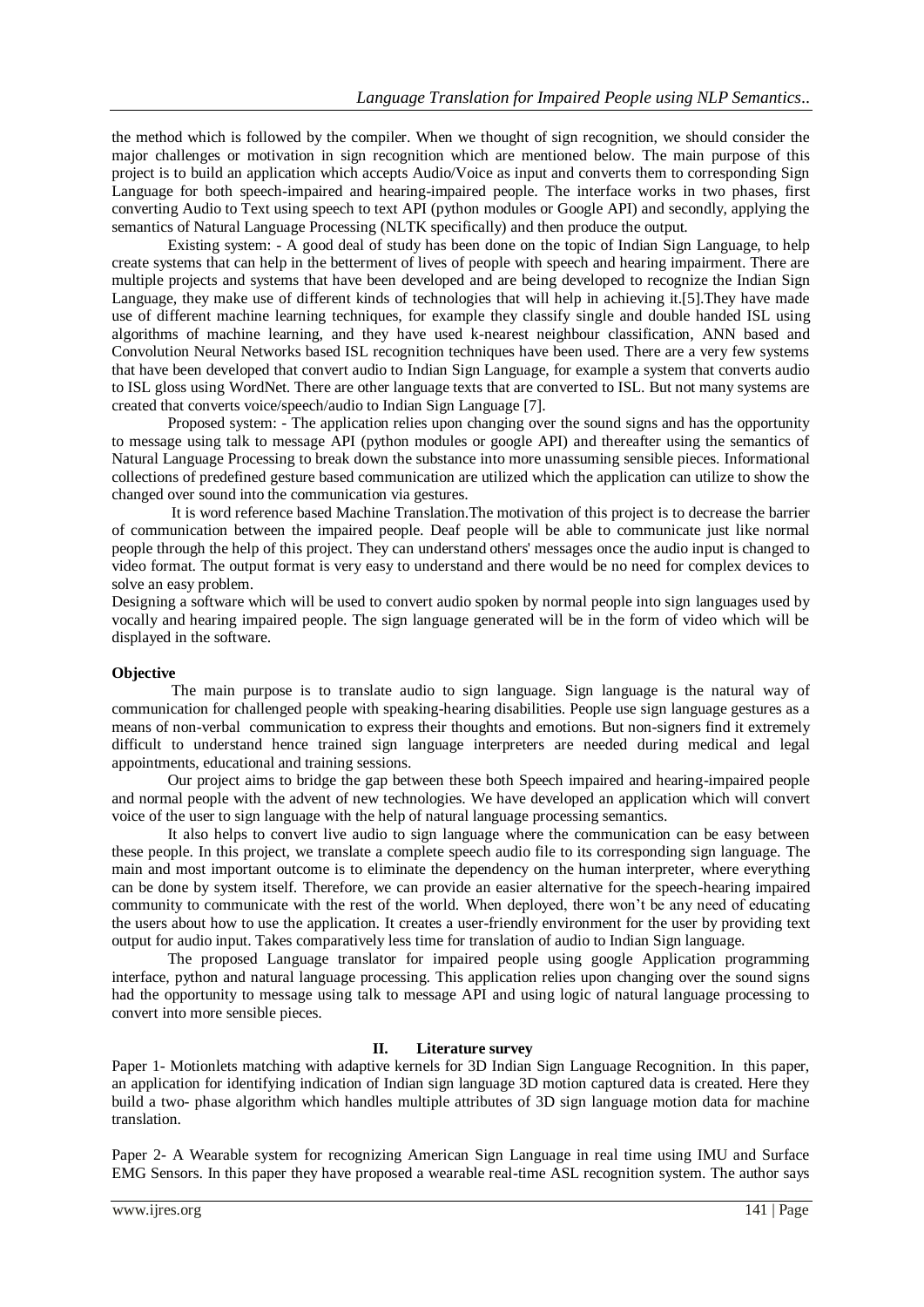the method which is followed by the compiler. When we thought of sign recognition, we should consider the major challenges or motivation in sign recognition which are mentioned below. The main purpose of this project is to build an application which accepts Audio/Voice as input and converts them to corresponding Sign Language for both speech-impaired and hearing-impaired people. The interface works in two phases, first converting Audio to Text using speech to text API (python modules or Google API) and secondly, applying the semantics of Natural Language Processing (NLTK specifically) and then produce the output.

Existing system: - A good deal of study has been done on the topic of Indian Sign Language, to help create systems that can help in the betterment of lives of people with speech and hearing impairment. There are multiple projects and systems that have been developed and are being developed to recognize the Indian Sign Language, they make use of different kinds of technologies that will help in achieving it.[5].They have made use of different machine learning techniques, for example they classify single and double handed ISL using algorithms of machine learning, and they have used k-nearest neighbour classification, ANN based and Convolution Neural Networks based ISL recognition techniques have been used. There are a very few systems that have been developed that convert audio to Indian Sign Language, for example a system that converts audio to ISL gloss using WordNet. There are other language texts that are converted to ISL. But not many systems are created that converts voice/speech/audio to Indian Sign Language [7].

Proposed system: - The application relies upon changing over the sound signs and has the opportunity to message using talk to message API (python modules or google API) and thereafter using the semantics of Natural Language Processing to break down the substance into more unassuming sensible pieces. Informational collections of predefined gesture based communication are utilized which the application can utilize to show the changed over sound into the communication via gestures.

It is word reference based Machine Translation.The motivation of this project is to decrease the barrier of communication between the impaired people. Deaf people will be able to communicate just like normal people through the help of this project. They can understand others' messages once the audio input is changed to video format. The output format is very easy to understand and there would be no need for complex devices to solve an easy problem.

Designing a software which will be used to convert audio spoken by normal people into sign languages used by vocally and hearing impaired people. The sign language generated will be in the form of video which will be displayed in the software.

**Objective**

The main purpose is to translate audio to sign language. Sign language is the natural way of communication for challenged people with speaking-hearing disabilities. People use sign language gestures as a means of non-verbal communication to express their thoughts and emotions. But non-signers find it extremely difficult to understand hence trained sign language interpreters are needed during medical and legal appointments, educational and training sessions.

Our project aims to bridge the gap between these both Speech impaired and hearing-impaired people and normal people with the advent of new technologies. We have developed an application which will convert voice of the user to sign language with the help of natural language processing semantics.

It also helps to convert live audio to sign language where the communication can be easy between these people. In this project, we translate a complete speech audio file to its corresponding sign language. The main and most important outcome is to eliminate the dependency on the human interpreter, where everything can be done by system itself. Therefore, we can provide an easier alternative for the speech-hearing impaired community to communicate with the rest of the world. When deployed, there won't be any need of educating the users about how to use the application. It creates a user-friendly environment for the user by providing text output for audio input. Takes comparatively less time for translation of audio to Indian Sign language.

The proposed Language translator for impaired people using google Application programming interface, python and natural language processing. This application relies upon changing over the sound signs had the opportunity to message using talk to message API and using logic of natural language processing to convert into more sensible pieces.

## II. Literature survey

Paper 1- Motionlets matching with adaptive kernels for 3D Indian Sign Language Recognition. In this paper, an application for identifying indication of Indian sign language 3D motion captured data is created. Here they build a two- phase algorithm which handles multiple attributes of 3D sign language motion data for machine translation.

Paper 2- A Wearable system for recognizing American Sign Language in real time using IMU and Surface EMG Sensors. In this paper they have proposed a wearable real-time ASL recognition system. The author says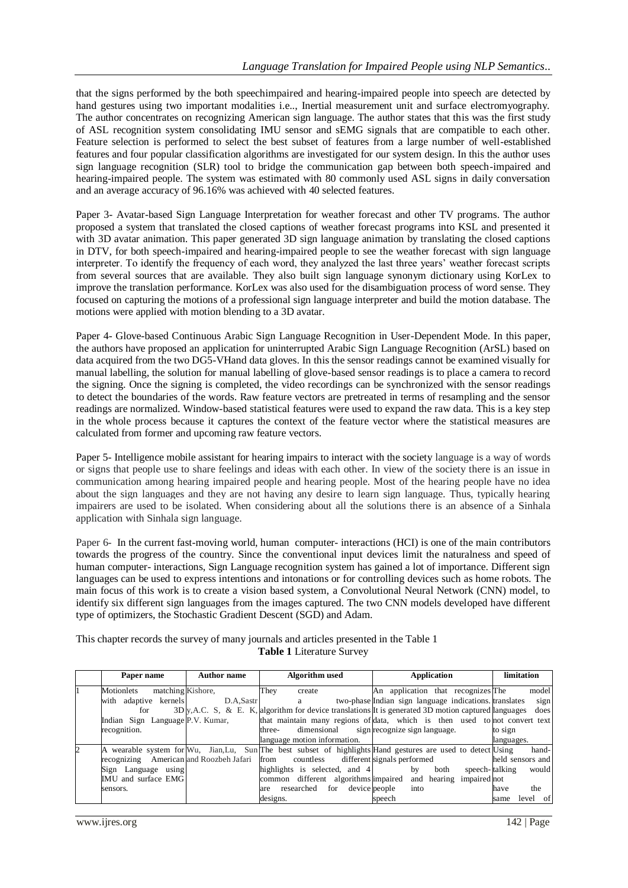that the signs performed by the both speechimpaired and hearing-impaired people into speech are detected by hand gestures using two important modalities i.e.., Inertial measurement unit and surface electromyography. The author concentrates on recognizing American sign language. The author states that this was the first study of ASL recognition system consolidating IMU sensor and sEMG signals that are compatible to each other. Feature selection is performed to select the best subset of features from a large number of well-established features and four popular classification algorithms are investigated for our system design. In this the author uses sign language recognition (SLR) tool to bridge the communication gap between both speech-impaired and hearing-impaired people. The system was estimated with 80 commonly used ASL signs in daily conversation and an average accuracy of 96.16% was achieved with 40 selected features.

Paper 3- Avatar-based Sign Language Interpretation for weather forecast and other TV programs. The author proposed a system that translated the closed captions of weather forecast programs into KSL and presented it with 3D avatar animation. This paper generated 3D sign language animation by translating the closed captions in DTV, for both speech-impaired and hearing-impaired people to see the weather forecast with sign language interpreter. To identify the frequency of each word, they analyzed the last three years' weather forecast scripts from several sources that are available. They also built sign language synonym dictionary using KorLex to improve the translation performance. KorLex was also used for the disambiguation process of word sense. They focused on capturing the motions of a professional sign language interpreter and build the motion database. The motions were applied with motion blending to a 3D avatar.

Paper 4- Glove-based Continuous Arabic Sign Language Recognition in User-Dependent Mode. In this paper, the authors have proposed an application for uninterrupted Arabic Sign Language Recognition (ArSL) based on data acquired from the two DG5-VHand data gloves. In this the sensor readings cannot be examined visually for manual labelling, the solution for manual labelling of glove-based sensor readings is to place a camera to record the signing. Once the signing is completed, the video recordings can be synchronized with the sensor readings to detect the boundaries of the words. Raw feature vectors are pretreated in terms of resampling and the sensor readings are normalized. Window-based statistical features were used to expand the raw data. This is a key step in the whole process because it captures the context of the feature vector where the statistical measures are calculated from former and upcoming raw feature vectors.

Paper 5- Intelligence mobile assistant for hearing impairs to interact with the society language is a way of words or signs that people use to share feelings and ideas with each other. In view of the society there is an issue in communication among hearing impaired people and hearing people. Most of the hearing people have no idea about the sign languages and they are not having any desire to learn sign language. Thus, typically hearing impairers are used to be isolated. When considering about all the solutions there is an absence of a Sinhala application with Sinhala sign language.

Paper 6- In the current fast-moving world, human computer- interactions (HCI) is one of the main contributors towards the progress of the country. Since the conventional input devices limit the naturalness and speed of human computer- interactions, Sign Language recognition system has gained a lot of importance. Different sign languages can be used to express intentions and intonations or for controlling devices such as home robots. The main focus of this work is to create a vision based system, a Convolutional Neural Network (CNN) model, to identify six different sign languages from the images captured. The two CNN models developed have different type of optimizers, the Stochastic Gradient Descent (SGD) and Adam.

This chapter records the survey of many journals and articles presented in the Table 1

**Table 1** Literature Survey

| | Paper name | Author name | Algorithm used | Application | limitation |
|---|---|---|---|---|---|
| 1 | Motionlets matching with adaptive kernels for 3D Indian Sign Language recognition. | Kishore, D.A,Sastry,A.C. S, & E. K, P.V. Kumar, | They create a two-phase algorithm for device translations that maintain many regions of three- dimensional sign language motion information. | An application that recognizes Indian sign language indications. It is generated 3D motion captured data, which is then used to recognize sign language. | The model translates sign languages does not convert text to sign languages. |
| 2 | A wearable system for recognizing American Sign Language using IMU and surface EMG sensors. | Wu, Jian,Lu, Sun and Roozbeh Jafari | The best subset of highlights from countless different highlights is selected, and 4 common different algorithms are researched for device designs. | Hand gestures are used to detect signals performed by both speech-impaired and hearing impaired people into speech | Using hand-held sensors and talking would not have the same level of |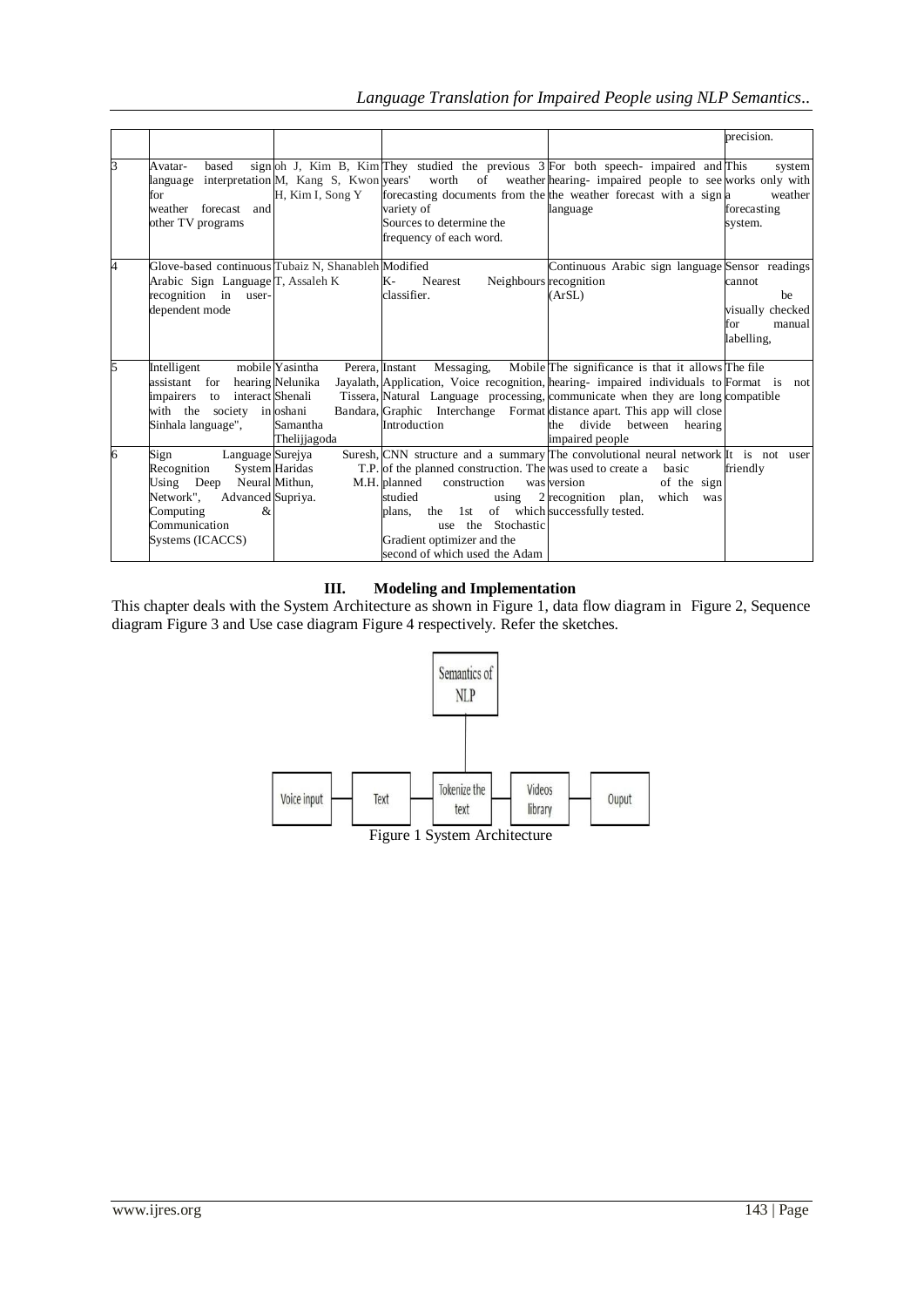|  |  |  |  |  | precision. |
|---|---|---|---|---|---|
| 3 | Avatar- based sign language interpretation for weather forecast and other TV programs | oh J, Kim B, Kim M, Kang S, Kwon H, Kim I, Song Y | They studied the previous 3 years' worth of weather forecasting documents from the variety of Sources to determine the frequency of each word. | For both speech- impaired and hearing- impaired people to see the weather forecast with a sign language | This system works only with a weather forecasting system. |
| 4 | Glove-based continuous Arabic Sign Language recognition in user-dependent mode | Tubaiz N, Shanableh T, Assaleh K | Modified K- Nearest Neighbours classifier. | Continuous Arabic sign language recognition (ArSL) | Sensor readings cannot be visually checked for manual labelling, |
| 5 | Intelligent mobile assistant for hearing impairers to interact with the society in Sinhala language", | Yasintha Perera, Nelunika Jayalath, Shenali Tissera, oshani Bandara, Samantha Thelijjagoda | Instant Messaging, Mobile Application, Voice recognition, Natural Language processing, Graphic Interchange Format Introduction | The significance is that it allows hearing- impaired individuals to communicate when they are long distance apart. This app will close the divide between hearing impaired people | The file Format is not compatible |
| 6 | Sign Language Recognition System Using Deep Neural Network", Advanced Computing & Communication Systems (ICACCS) | Surejya Suresh, Haridas T.P. Mithun, M.H. Supriya. | CNN structure and a summary of the planned construction. The planned construction was studied using 2 plans, the 1st of which use the Stochastic Gradient optimizer and the second of which used the Adam | The convolutional neural network was used to create a basic version of the sign recognition plan, which was successfully tested. | It is not user friendly |

## III. Modeling and Implementation

This chapter deals with the System Architecture as shown in Figure 1, data flow diagram in Figure 2, Sequence diagram Figure 3 and Use case diagram Figure 4 respectively. Refer the sketches.

Semantics of NLP

Voice input → Text → Tokenize the text → Videos library → Ouput

Figure 1 System Architecture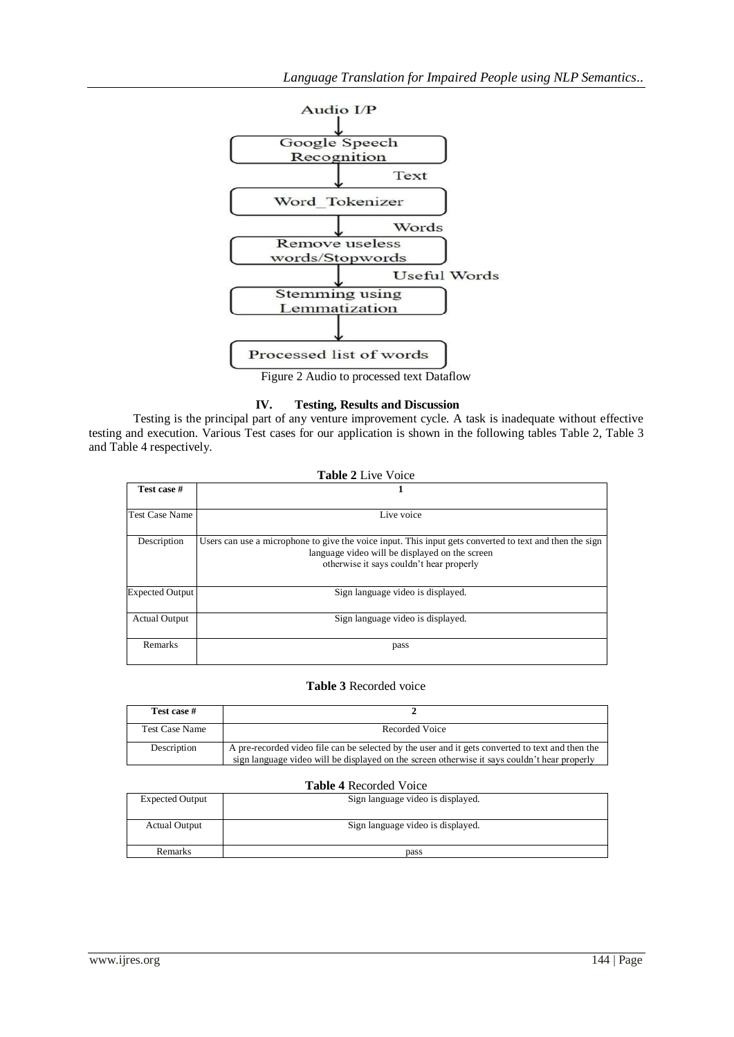Audio I/P

Google Speech Recognition

Text

Word_Tokenizer

Words

Remove useless words/Stopwords

Useful Words

Stemming using Lemmatization

Processed list of words

Figure 2 Audio to processed text Dataflow

## IV. Testing, Results and Discussion

Testing is the principal part of any venture improvement cycle. A task is inadequate without effective testing and execution. Various Test cases for our application is shown in the following tables Table 2, Table 3 and Table 4 respectively.

**Table 2** Live Voice

| **Test case #** | **1** |
|---|---|
| Test Case Name | Live voice |
| Description | Users can use a microphone to give the voice input. This input gets converted to text and then the sign language video will be displayed on the screen otherwise it says couldn't hear properly |
| Expected Output | Sign language video is displayed. |
| Actual Output | Sign language video is displayed. |
| Remarks | pass |

**Table 3** Recorded voice

| **Test case #** | **2** |
|---|---|
| Test Case Name | Recorded Voice |
| Description | A pre-recorded video file can be selected by the user and it gets converted to text and then the sign language video will be displayed on the screen otherwise it says couldn't hear properly |

**Table 4** Recorded Voice

| Expected Output | Sign language video is displayed. |
|---|---|
| Actual Output | Sign language video is displayed. |
| Remarks | pass |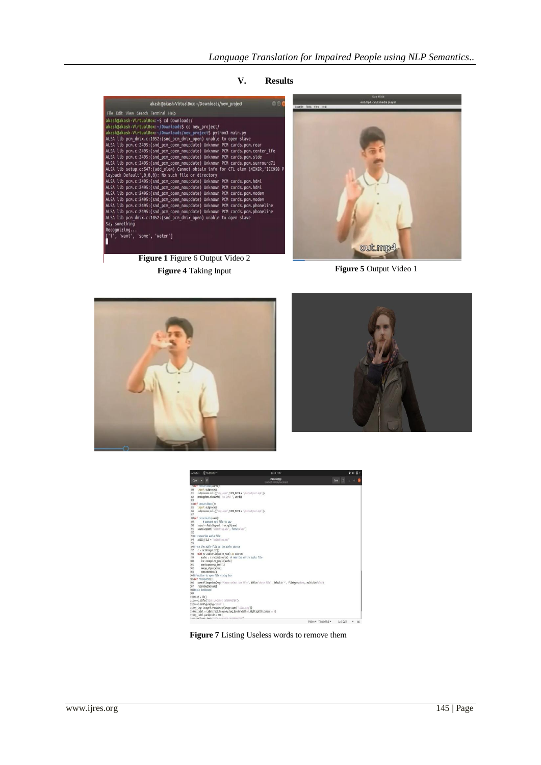## V. Results

**Figure 1** Figure 6 Output Video 2

**Figure 4** Taking Input

**Figure 5** Output Video 1

**Figure 7** Listing Useless words to remove them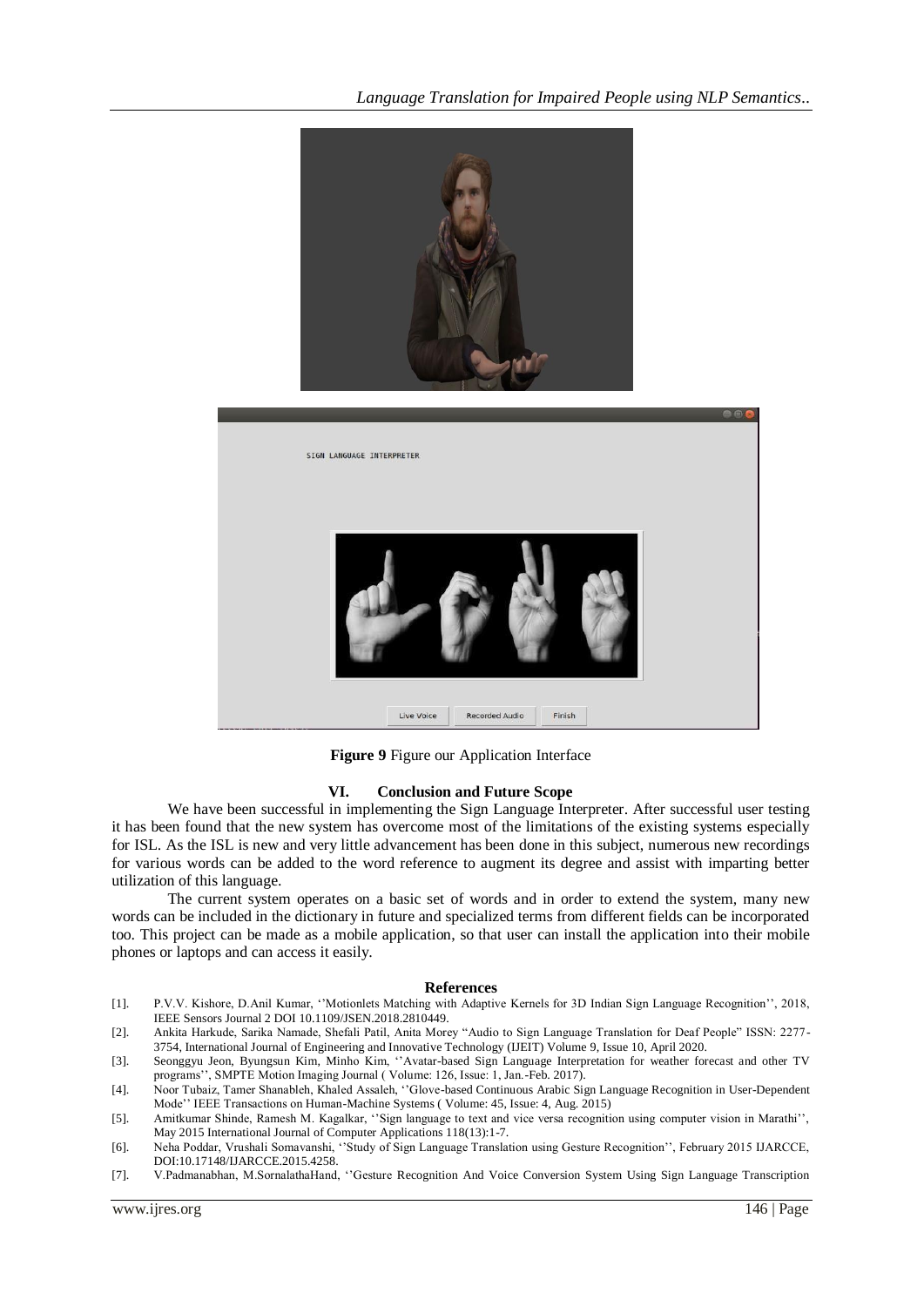**Figure 9** Figure our Application Interface

## VI. Conclusion and Future Scope

We have been successful in implementing the Sign Language Interpreter. After successful user testing it has been found that the new system has overcome most of the limitations of the existing systems especially for ISL. As the ISL is new and very little advancement has been done in this subject, numerous new recordings for various words can be added to the word reference to augment its degree and assist with imparting better utilization of this language.

The current system operates on a basic set of words and in order to extend the system, many new words can be included in the dictionary in future and specialized terms from different fields can be incorporated too. This project can be made as a mobile application, so that user can install the application into their mobile phones or laptops and can access it easily.

## References

[1]. P.V.V. Kishore, D.Anil Kumar, ''Motionlets Matching with Adaptive Kernels for 3D Indian Sign Language Recognition'', 2018, IEEE Sensors Journal 2 DOI 10.1109/JSEN.2018.2810449.

[2]. Ankita Harkude, Sarika Namade, Shefali Patil, Anita Morey "Audio to Sign Language Translation for Deaf People" ISSN: 2277-3754, International Journal of Engineering and Innovative Technology (IJEIT) Volume 9, Issue 10, April 2020.

[3]. Seonggyu Jeon, Byungsun Kim, Minho Kim, ''Avatar-based Sign Language Interpretation for weather forecast and other TV programs'', SMPTE Motion Imaging Journal ( Volume: 126, Issue: 1, Jan.-Feb. 2017).

[4]. Noor Tubaiz, Tamer Shanableh, Khaled Assaleh, ''Glove-based Continuous Arabic Sign Language Recognition in User-Dependent Mode'' IEEE Transactions on Human-Machine Systems ( Volume: 45, Issue: 4, Aug. 2015)

[5]. Amitkumar Shinde, Ramesh M. Kagalkar, ''Sign language to text and vice versa recognition using computer vision in Marathi'', May 2015 International Journal of Computer Applications 118(13):1-7.

[6]. Neha Poddar, Vrushali Somavanshi, ''Study of Sign Language Translation using Gesture Recognition'', February 2015 IJARCCE, DOI:10.17148/IJARCCE.2015.4258.

[7]. V.Padmanabhan, M.SornalathaHand, ''Gesture Recognition And Voice Conversion System Using Sign Language Transcription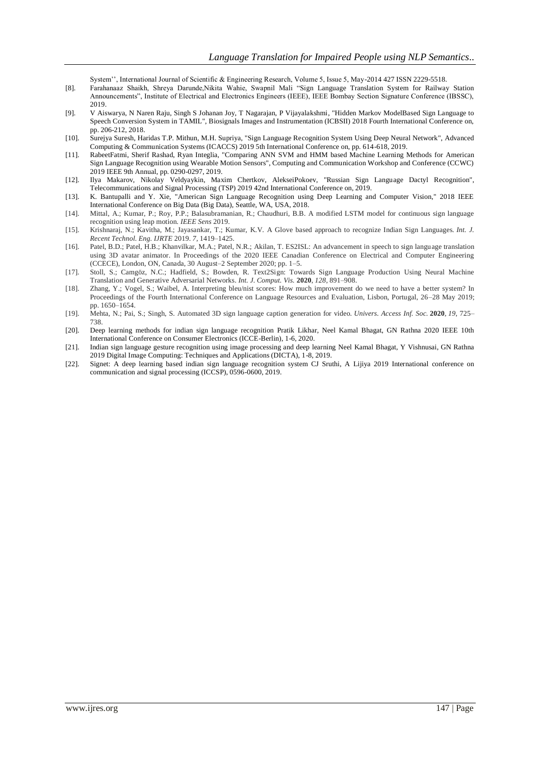System'', International Journal of Scientific & Engineering Research, Volume 5, Issue 5, May-2014 427 ISSN 2229-5518.

[8]. Farahanaaz Shaikh, Shreya Darunde,Nikita Wahie, Swapnil Mali "Sign Language Translation System for Railway Station Announcements", Institute of Electrical and Electronics Engineers (IEEE), IEEE Bombay Section Signature Conference (IBSSC), 2019.

[9]. V Aiswarya, N Naren Raju, Singh S Johanan Joy, T Nagarajan, P Vijayalakshmi, "Hidden Markov ModelBased Sign Language to Speech Conversion System in TAMIL", Biosignals Images and Instrumentation (ICBSII) 2018 Fourth International Conference on, pp. 206-212, 2018.

[10]. Surejya Suresh, Haridas T.P. Mithun, M.H. Supriya, "Sign Language Recognition System Using Deep Neural Network", Advanced Computing & Communication Systems (ICACCS) 2019 5th International Conference on, pp. 614-618, 2019.

[11]. RabeetFatmi, Sherif Rashad, Ryan Integlia, "Comparing ANN SVM and HMM based Machine Learning Methods for American Sign Language Recognition using Wearable Motion Sensors", Computing and Communication Workshop and Conference (CCWC) 2019 IEEE 9th Annual, pp. 0290-0297, 2019.

[12]. Ilya Makarov, Nikolay Veldyaykin, Maxim Chertkov, AlekseiPokoev, "Russian Sign Language Dactyl Recognition", Telecommunications and Signal Processing (TSP) 2019 42nd International Conference on, 2019.

[13]. K. Bantupalli and Y. Xie, "American Sign Language Recognition using Deep Learning and Computer Vision," 2018 IEEE International Conference on Big Data (Big Data), Seattle, WA, USA, 2018.

[14]. Mittal, A.; Kumar, P.; Roy, P.P.; Balasubramanian, R.; Chaudhuri, B.B. A modified LSTM model for continuous sign language recognition using leap motion. *IEEE Sens* 2019.

[15]. Krishnaraj, N.; Kavitha, M.; Jayasankar, T.; Kumar, K.V. A Glove based approach to recognize Indian Sign Languages. *Int. J. Recent Technol. Eng. IJRTE* 2019. *7*, 1419–1425.

[16]. Patel, B.D.; Patel, H.B.; Khanvilkar, M.A.; Patel, N.R.; Akilan, T. ES2ISL: An advancement in speech to sign language translation using 3D avatar animator. In Proceedings of the 2020 IEEE Canadian Conference on Electrical and Computer Engineering (CCECE), London, ON, Canada, 30 August–2 September 2020; pp. 1–5.

[17]. Stoll, S.; Camgöz, N.C.; Hadfield, S.; Bowden, R. Text2Sign: Towards Sign Language Production Using Neural Machine Translation and Generative Adversarial Networks. *Int. J. Comput. Vis.* **2020**, *128*, 891–908.

[18]. Zhang, Y.; Vogel, S.; Waibel, A. Interpreting bleu/nist scores: How much improvement do we need to have a better system? In Proceedings of the Fourth International Conference on Language Resources and Evaluation, Lisbon, Portugal, 26–28 May 2019; pp. 1650–1654.

[19]. Mehta, N.; Pai, S.; Singh, S. Automated 3D sign language caption generation for video. *Univers. Access Inf. Soc.* **2020**, *19*, 725–738.

[20]. Deep learning methods for indian sign language recognition Pratik Likhar, Neel Kamal Bhagat, GN Rathna 2020 IEEE 10th International Conference on Consumer Electronics (ICCE-Berlin), 1-6, 2020.

[21]. Indian sign language gesture recognition using image processing and deep learning Neel Kamal Bhagat, Y Vishnusai, GN Rathna 2019 Digital Image Computing: Techniques and Applications (DICTA), 1-8, 2019.

[22]. Signet: A deep learning based indian sign language recognition system CJ Sruthi, A Lijiya 2019 International conference on communication and signal processing (ICCSP), 0596-0600, 2019.